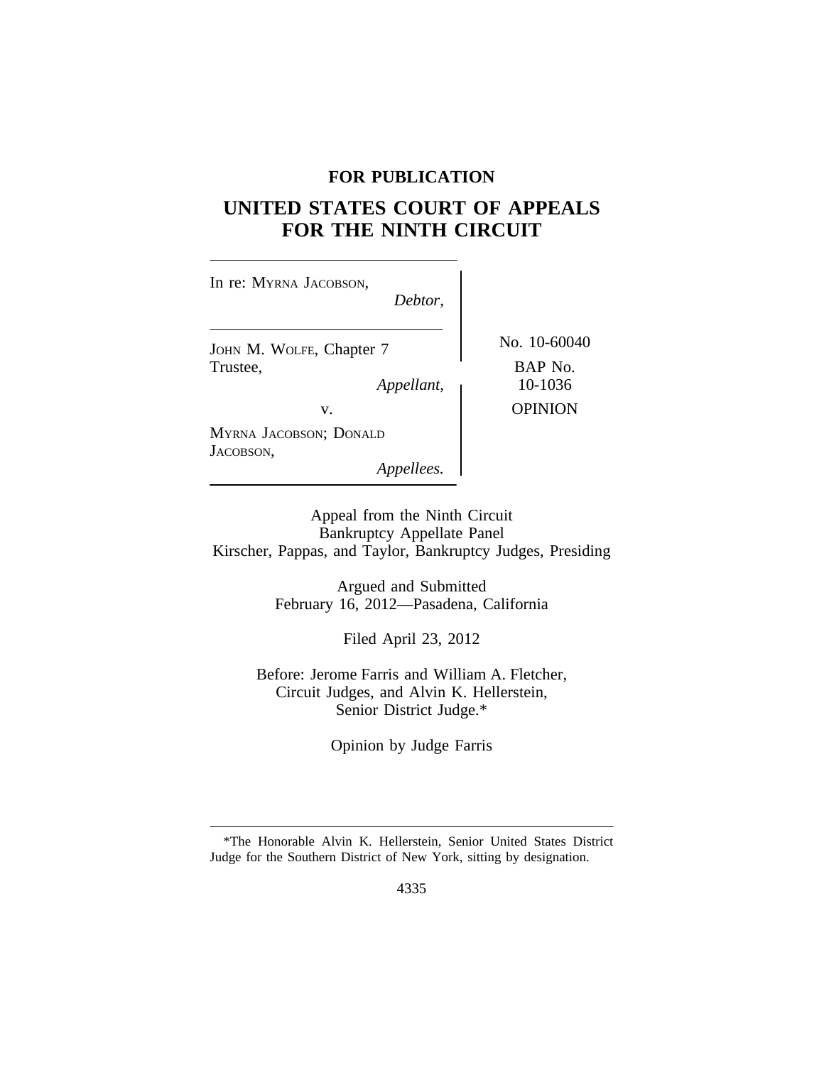**FOR PUBLICATION**

# UNITED STATES COURT OF APPEALS FOR THE NINTH CIRCUIT

In re: MYRNA JACOBSON,
*Debtor,*

JOHN M. WOLFE, Chapter 7 Trustee,
*Appellant,*

v.

MYRNA JACOBSON; DONALD JACOBSON,
*Appellees.*

No. 10-60040

BAP No. 10-1036

OPINION

Appeal from the Ninth Circuit Bankruptcy Appellate Panel
Kirscher, Pappas, and Taylor, Bankruptcy Judges, Presiding

Argued and Submitted
February 16, 2012—Pasadena, California

Filed April 23, 2012

Before: Jerome Farris and William A. Fletcher, Circuit Judges, and Alvin K. Hellerstein, Senior District Judge.*

Opinion by Judge Farris

*The Honorable Alvin K. Hellerstein, Senior United States District Judge for the Southern District of New York, sitting by designation.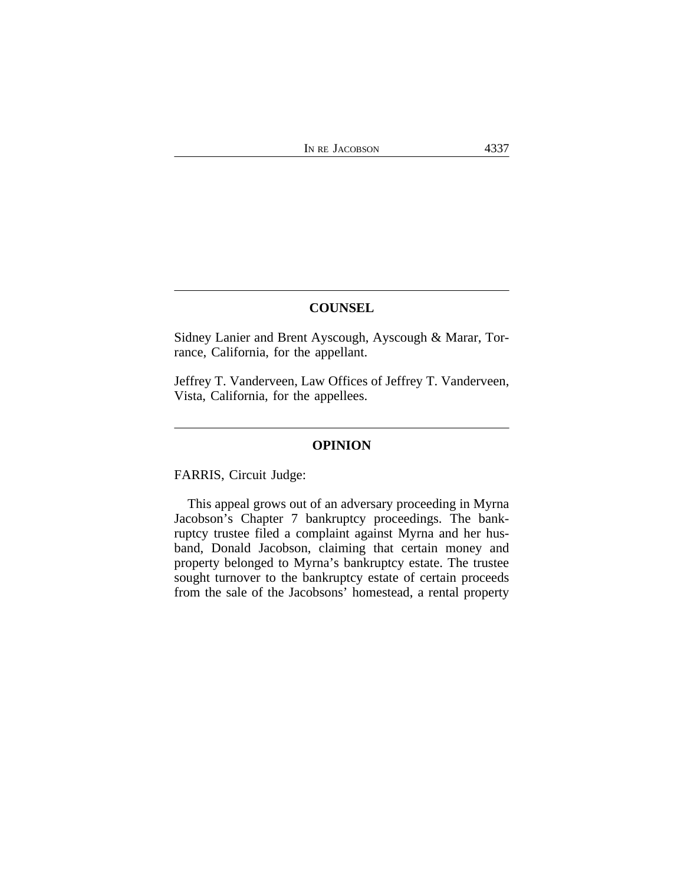## COUNSEL

Sidney Lanier and Brent Ayscough, Ayscough & Marar, Torrance, California, for the appellant.

Jeffrey T. Vanderveen, Law Offices of Jeffrey T. Vanderveen, Vista, California, for the appellees.

## OPINION

FARRIS, Circuit Judge:

This appeal grows out of an adversary proceeding in Myrna Jacobson's Chapter 7 bankruptcy proceedings. The bankruptcy trustee filed a complaint against Myrna and her husband, Donald Jacobson, claiming that certain money and property belonged to Myrna's bankruptcy estate. The trustee sought turnover to the bankruptcy estate of certain proceeds from the sale of the Jacobsons' homestead, a rental property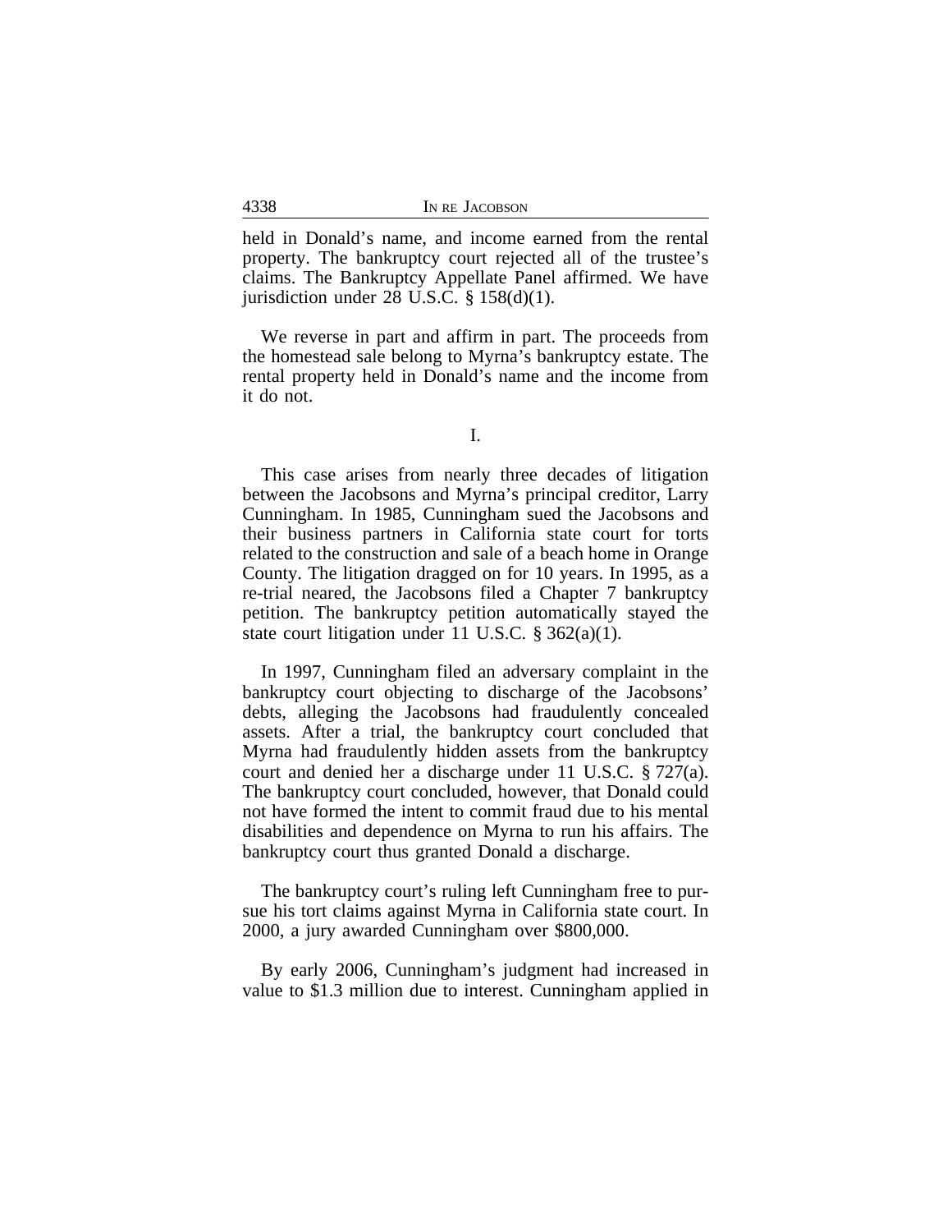held in Donald's name, and income earned from the rental property. The bankruptcy court rejected all of the trustee's claims. The Bankruptcy Appellate Panel affirmed. We have jurisdiction under 28 U.S.C. § 158(d)(1).

We reverse in part and affirm in part. The proceeds from the homestead sale belong to Myrna's bankruptcy estate. The rental property held in Donald's name and the income from it do not.

I.

This case arises from nearly three decades of litigation between the Jacobsons and Myrna's principal creditor, Larry Cunningham. In 1985, Cunningham sued the Jacobsons and their business partners in California state court for torts related to the construction and sale of a beach home in Orange County. The litigation dragged on for 10 years. In 1995, as a re-trial neared, the Jacobsons filed a Chapter 7 bankruptcy petition. The bankruptcy petition automatically stayed the state court litigation under 11 U.S.C. § 362(a)(1).

In 1997, Cunningham filed an adversary complaint in the bankruptcy court objecting to discharge of the Jacobsons' debts, alleging the Jacobsons had fraudulently concealed assets. After a trial, the bankruptcy court concluded that Myrna had fraudulently hidden assets from the bankruptcy court and denied her a discharge under 11 U.S.C. § 727(a). The bankruptcy court concluded, however, that Donald could not have formed the intent to commit fraud due to his mental disabilities and dependence on Myrna to run his affairs. The bankruptcy court thus granted Donald a discharge.

The bankruptcy court's ruling left Cunningham free to pursue his tort claims against Myrna in California state court. In 2000, a jury awarded Cunningham over $800,000.

By early 2006, Cunningham's judgment had increased in value to $1.3 million due to interest. Cunningham applied in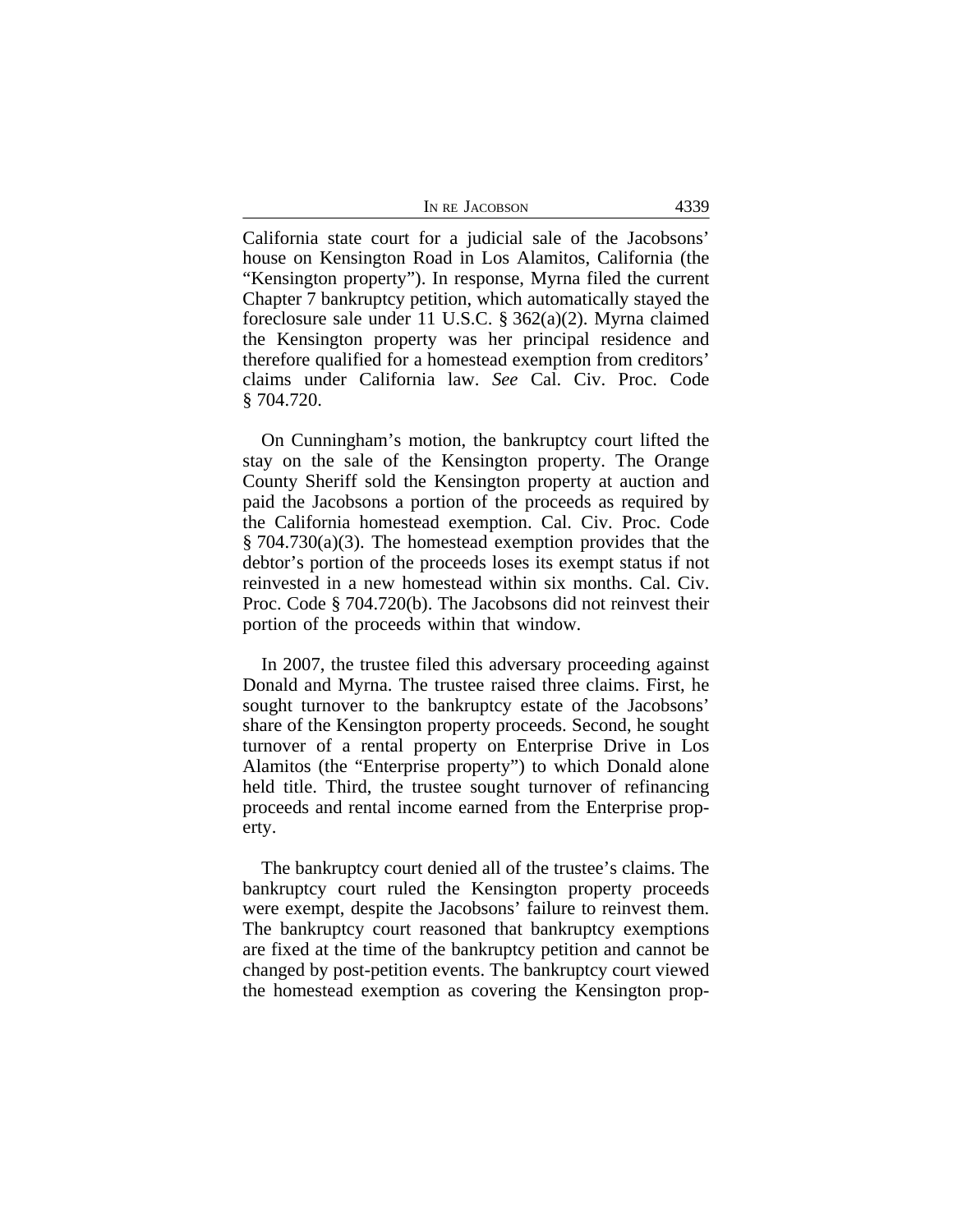California state court for a judicial sale of the Jacobsons' house on Kensington Road in Los Alamitos, California (the "Kensington property"). In response, Myrna filed the current Chapter 7 bankruptcy petition, which automatically stayed the foreclosure sale under 11 U.S.C. § 362(a)(2). Myrna claimed the Kensington property was her principal residence and therefore qualified for a homestead exemption from creditors' claims under California law. *See* Cal. Civ. Proc. Code § 704.720.

On Cunningham's motion, the bankruptcy court lifted the stay on the sale of the Kensington property. The Orange County Sheriff sold the Kensington property at auction and paid the Jacobsons a portion of the proceeds as required by the California homestead exemption. Cal. Civ. Proc. Code § 704.730(a)(3). The homestead exemption provides that the debtor's portion of the proceeds loses its exempt status if not reinvested in a new homestead within six months. Cal. Civ. Proc. Code § 704.720(b). The Jacobsons did not reinvest their portion of the proceeds within that window.

In 2007, the trustee filed this adversary proceeding against Donald and Myrna. The trustee raised three claims. First, he sought turnover to the bankruptcy estate of the Jacobsons' share of the Kensington property proceeds. Second, he sought turnover of a rental property on Enterprise Drive in Los Alamitos (the "Enterprise property") to which Donald alone held title. Third, the trustee sought turnover of refinancing proceeds and rental income earned from the Enterprise property.

The bankruptcy court denied all of the trustee's claims. The bankruptcy court ruled the Kensington property proceeds were exempt, despite the Jacobsons' failure to reinvest them. The bankruptcy court reasoned that bankruptcy exemptions are fixed at the time of the bankruptcy petition and cannot be changed by post-petition events. The bankruptcy court viewed the homestead exemption as covering the Kensington prop-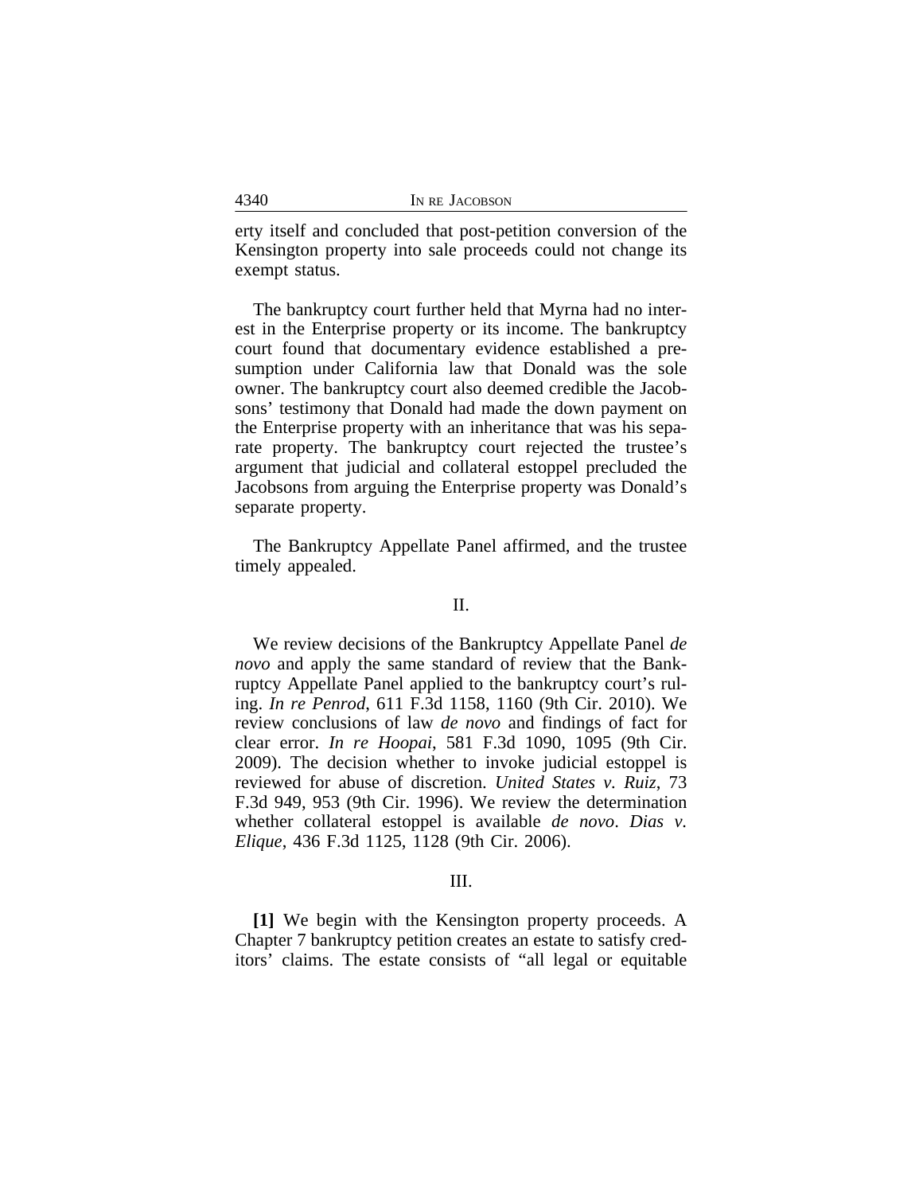erty itself and concluded that post-petition conversion of the Kensington property into sale proceeds could not change its exempt status.

The bankruptcy court further held that Myrna had no interest in the Enterprise property or its income. The bankruptcy court found that documentary evidence established a presumption under California law that Donald was the sole owner. The bankruptcy court also deemed credible the Jacobsons' testimony that Donald had made the down payment on the Enterprise property with an inheritance that was his separate property. The bankruptcy court rejected the trustee's argument that judicial and collateral estoppel precluded the Jacobsons from arguing the Enterprise property was Donald's separate property.

The Bankruptcy Appellate Panel affirmed, and the trustee timely appealed.

## II.

We review decisions of the Bankruptcy Appellate Panel *de novo* and apply the same standard of review that the Bankruptcy Appellate Panel applied to the bankruptcy court's ruling. *In re Penrod*, 611 F.3d 1158, 1160 (9th Cir. 2010). We review conclusions of law *de novo* and findings of fact for clear error. *In re Hoopai*, 581 F.3d 1090, 1095 (9th Cir. 2009). The decision whether to invoke judicial estoppel is reviewed for abuse of discretion. *United States v. Ruiz*, 73 F.3d 949, 953 (9th Cir. 1996). We review the determination whether collateral estoppel is available *de novo*. *Dias v. Elique*, 436 F.3d 1125, 1128 (9th Cir. 2006).

## III.

**[1]** We begin with the Kensington property proceeds. A Chapter 7 bankruptcy petition creates an estate to satisfy creditors' claims. The estate consists of "all legal or equitable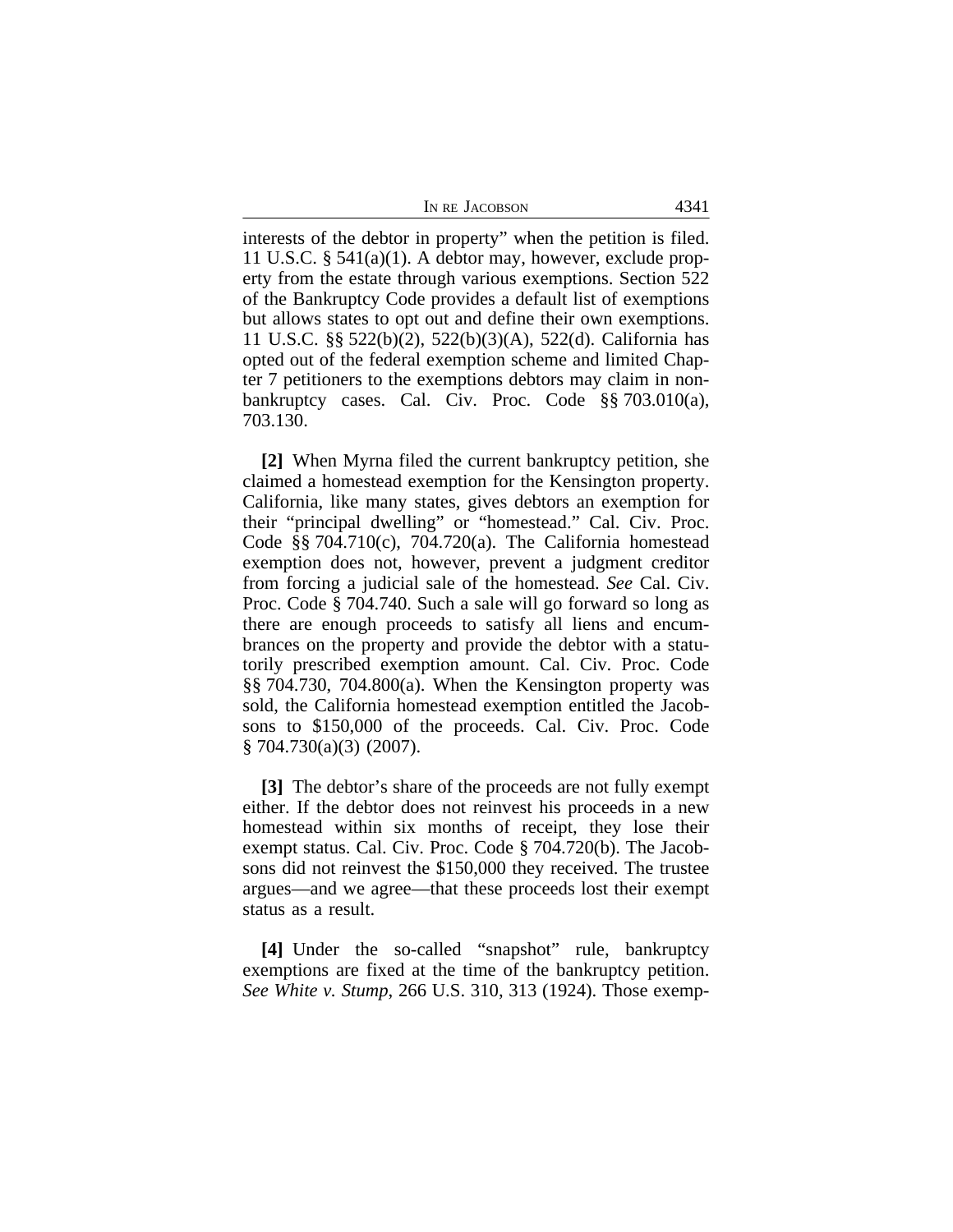interests of the debtor in property" when the petition is filed. 11 U.S.C. § 541(a)(1). A debtor may, however, exclude property from the estate through various exemptions. Section 522 of the Bankruptcy Code provides a default list of exemptions but allows states to opt out and define their own exemptions. 11 U.S.C. §§ 522(b)(2), 522(b)(3)(A), 522(d). California has opted out of the federal exemption scheme and limited Chapter 7 petitioners to the exemptions debtors may claim in non-bankruptcy cases. Cal. Civ. Proc. Code §§ 703.010(a), 703.130.

**[2]** When Myrna filed the current bankruptcy petition, she claimed a homestead exemption for the Kensington property. California, like many states, gives debtors an exemption for their "principal dwelling" or "homestead." Cal. Civ. Proc. Code §§ 704.710(c), 704.720(a). The California homestead exemption does not, however, prevent a judgment creditor from forcing a judicial sale of the homestead. *See* Cal. Civ. Proc. Code § 704.740. Such a sale will go forward so long as there are enough proceeds to satisfy all liens and encumbrances on the property and provide the debtor with a statutorily prescribed exemption amount. Cal. Civ. Proc. Code §§ 704.730, 704.800(a). When the Kensington property was sold, the California homestead exemption entitled the Jacobsons to $150,000 of the proceeds. Cal. Civ. Proc. Code § 704.730(a)(3) (2007).

**[3]** The debtor's share of the proceeds are not fully exempt either. If the debtor does not reinvest his proceeds in a new homestead within six months of receipt, they lose their exempt status. Cal. Civ. Proc. Code § 704.720(b). The Jacobsons did not reinvest the $150,000 they received. The trustee argues—and we agree—that these proceeds lost their exempt status as a result.

**[4]** Under the so-called "snapshot" rule, bankruptcy exemptions are fixed at the time of the bankruptcy petition. *See White v. Stump*, 266 U.S. 310, 313 (1924). Those exemp-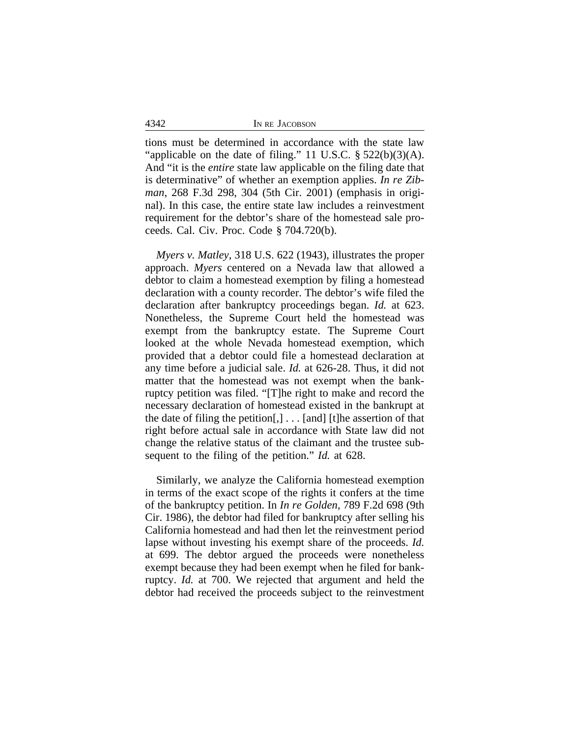tions must be determined in accordance with the state law "applicable on the date of filing." 11 U.S.C. § 522(b)(3)(A). And "it is the *entire* state law applicable on the filing date that is determinative" of whether an exemption applies. *In re Zibman*, 268 F.3d 298, 304 (5th Cir. 2001) (emphasis in original). In this case, the entire state law includes a reinvestment requirement for the debtor's share of the homestead sale proceeds. Cal. Civ. Proc. Code § 704.720(b).

*Myers v. Matley*, 318 U.S. 622 (1943), illustrates the proper approach. *Myers* centered on a Nevada law that allowed a debtor to claim a homestead exemption by filing a homestead declaration with a county recorder. The debtor's wife filed the declaration after bankruptcy proceedings began. *Id.* at 623. Nonetheless, the Supreme Court held the homestead was exempt from the bankruptcy estate. The Supreme Court looked at the whole Nevada homestead exemption, which provided that a debtor could file a homestead declaration at any time before a judicial sale. *Id.* at 626-28. Thus, it did not matter that the homestead was not exempt when the bankruptcy petition was filed. "[T]he right to make and record the necessary declaration of homestead existed in the bankrupt at the date of filing the petition[,] . . . [and] [t]he assertion of that right before actual sale in accordance with State law did not change the relative status of the claimant and the trustee subsequent to the filing of the petition." *Id.* at 628.

Similarly, we analyze the California homestead exemption in terms of the exact scope of the rights it confers at the time of the bankruptcy petition. In *In re Golden*, 789 F.2d 698 (9th Cir. 1986), the debtor had filed for bankruptcy after selling his California homestead and had then let the reinvestment period lapse without investing his exempt share of the proceeds. *Id.* at 699. The debtor argued the proceeds were nonetheless exempt because they had been exempt when he filed for bankruptcy. *Id.* at 700. We rejected that argument and held the debtor had received the proceeds subject to the reinvestment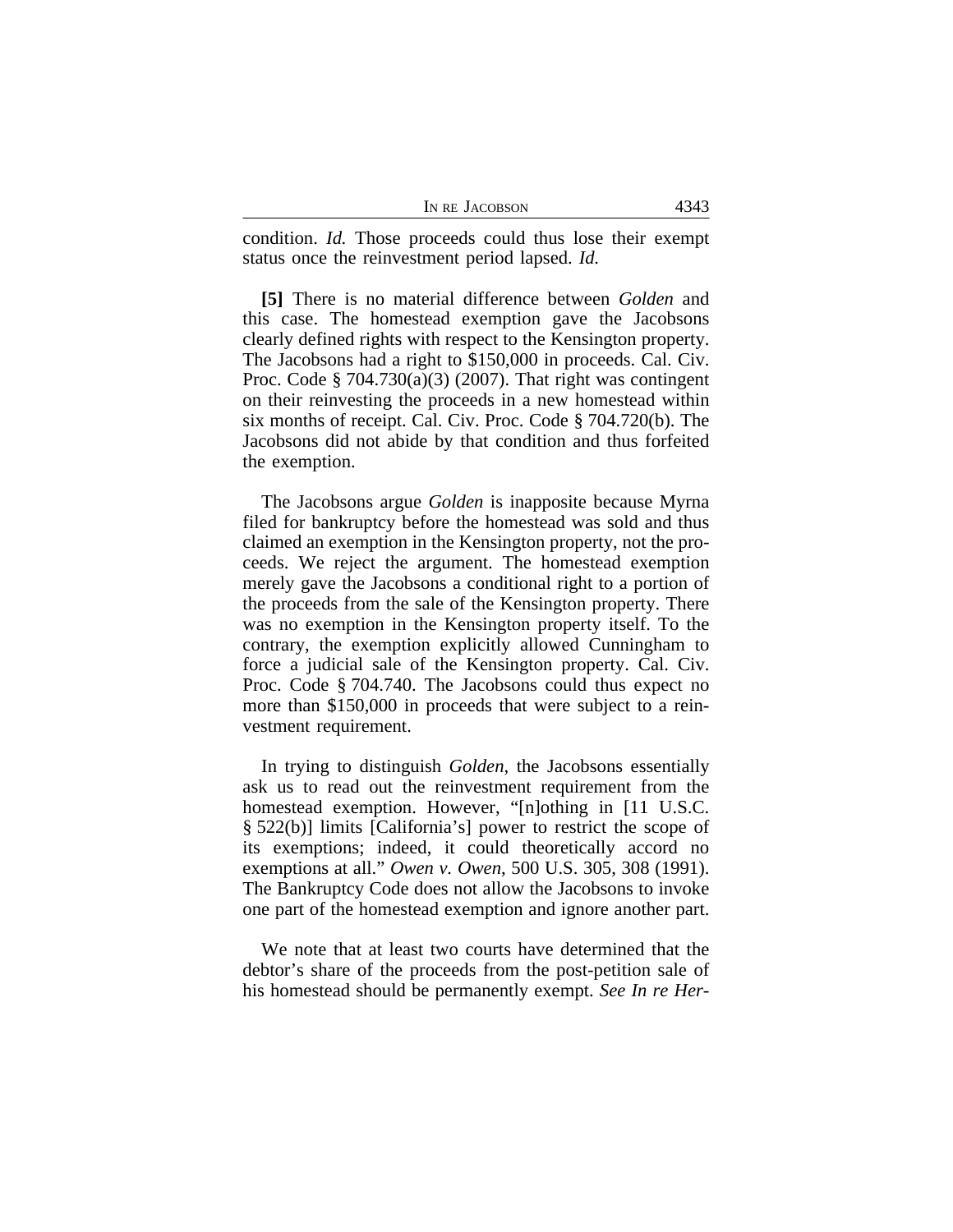condition. *Id.* Those proceeds could thus lose their exempt status once the reinvestment period lapsed. *Id.*

**[5]** There is no material difference between *Golden* and this case. The homestead exemption gave the Jacobsons clearly defined rights with respect to the Kensington property. The Jacobsons had a right to $150,000 in proceeds. Cal. Civ. Proc. Code § 704.730(a)(3) (2007). That right was contingent on their reinvesting the proceeds in a new homestead within six months of receipt. Cal. Civ. Proc. Code § 704.720(b). The Jacobsons did not abide by that condition and thus forfeited the exemption.

The Jacobsons argue *Golden* is inapposite because Myrna filed for bankruptcy before the homestead was sold and thus claimed an exemption in the Kensington property, not the proceeds. We reject the argument. The homestead exemption merely gave the Jacobsons a conditional right to a portion of the proceeds from the sale of the Kensington property. There was no exemption in the Kensington property itself. To the contrary, the exemption explicitly allowed Cunningham to force a judicial sale of the Kensington property. Cal. Civ. Proc. Code § 704.740. The Jacobsons could thus expect no more than $150,000 in proceeds that were subject to a reinvestment requirement.

In trying to distinguish *Golden*, the Jacobsons essentially ask us to read out the reinvestment requirement from the homestead exemption. However, "[n]othing in [11 U.S.C. § 522(b)] limits [California's] power to restrict the scope of its exemptions; indeed, it could theoretically accord no exemptions at all." *Owen v. Owen*, 500 U.S. 305, 308 (1991). The Bankruptcy Code does not allow the Jacobsons to invoke one part of the homestead exemption and ignore another part.

We note that at least two courts have determined that the debtor's share of the proceeds from the post-petition sale of his homestead should be permanently exempt. *See In re Her-*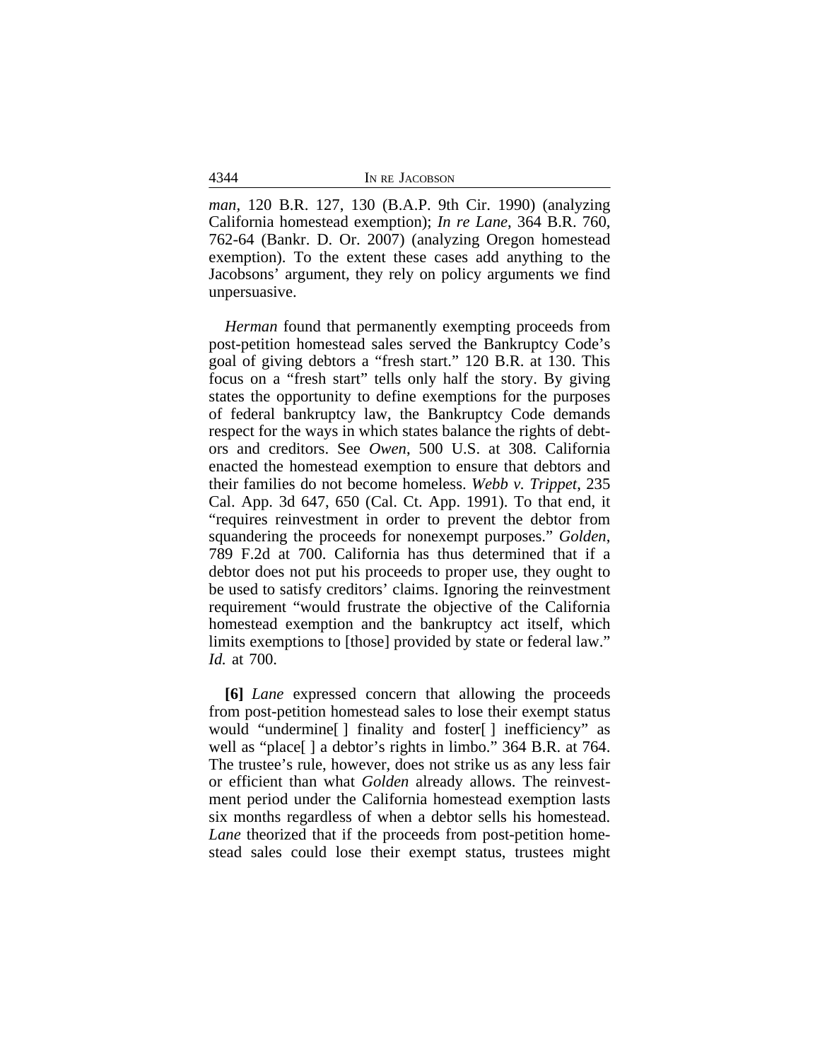*man*, 120 B.R. 127, 130 (B.A.P. 9th Cir. 1990) (analyzing California homestead exemption); *In re Lane*, 364 B.R. 760, 762-64 (Bankr. D. Or. 2007) (analyzing Oregon homestead exemption). To the extent these cases add anything to the Jacobsons' argument, they rely on policy arguments we find unpersuasive.

*Herman* found that permanently exempting proceeds from post-petition homestead sales served the Bankruptcy Code's goal of giving debtors a "fresh start." 120 B.R. at 130. This focus on a "fresh start" tells only half the story. By giving states the opportunity to define exemptions for the purposes of federal bankruptcy law, the Bankruptcy Code demands respect for the ways in which states balance the rights of debtors and creditors. See *Owen*, 500 U.S. at 308. California enacted the homestead exemption to ensure that debtors and their families do not become homeless. *Webb v. Trippet*, 235 Cal. App. 3d 647, 650 (Cal. Ct. App. 1991). To that end, it "requires reinvestment in order to prevent the debtor from squandering the proceeds for nonexempt purposes." *Golden*, 789 F.2d at 700. California has thus determined that if a debtor does not put his proceeds to proper use, they ought to be used to satisfy creditors' claims. Ignoring the reinvestment requirement "would frustrate the objective of the California homestead exemption and the bankruptcy act itself, which limits exemptions to [those] provided by state or federal law." *Id.* at 700.

**[6]** *Lane* expressed concern that allowing the proceeds from post-petition homestead sales to lose their exempt status would "undermine[ ] finality and foster[ ] inefficiency" as well as "place[ ] a debtor's rights in limbo." 364 B.R. at 764. The trustee's rule, however, does not strike us as any less fair or efficient than what *Golden* already allows. The reinvestment period under the California homestead exemption lasts six months regardless of when a debtor sells his homestead. *Lane* theorized that if the proceeds from post-petition homestead sales could lose their exempt status, trustees might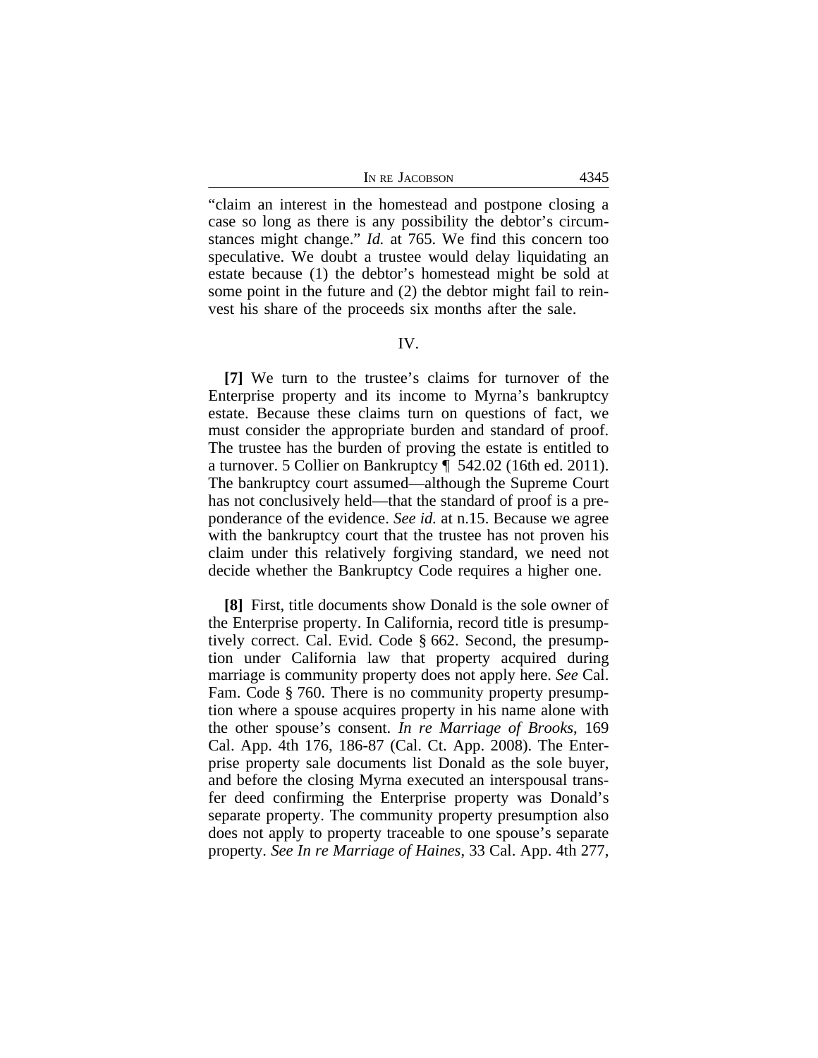"claim an interest in the homestead and postpone closing a case so long as there is any possibility the debtor's circumstances might change." *Id.* at 765. We find this concern too speculative. We doubt a trustee would delay liquidating an estate because (1) the debtor's homestead might be sold at some point in the future and (2) the debtor might fail to reinvest his share of the proceeds six months after the sale.

## IV.

**[7]** We turn to the trustee's claims for turnover of the Enterprise property and its income to Myrna's bankruptcy estate. Because these claims turn on questions of fact, we must consider the appropriate burden and standard of proof. The trustee has the burden of proving the estate is entitled to a turnover. 5 Collier on Bankruptcy ¶ 542.02 (16th ed. 2011). The bankruptcy court assumed—although the Supreme Court has not conclusively held—that the standard of proof is a preponderance of the evidence. *See id.* at n.15. Because we agree with the bankruptcy court that the trustee has not proven his claim under this relatively forgiving standard, we need not decide whether the Bankruptcy Code requires a higher one.

**[8]** First, title documents show Donald is the sole owner of the Enterprise property. In California, record title is presumptively correct. Cal. Evid. Code § 662. Second, the presumption under California law that property acquired during marriage is community property does not apply here. *See* Cal. Fam. Code § 760. There is no community property presumption where a spouse acquires property in his name alone with the other spouse's consent. *In re Marriage of Brooks*, 169 Cal. App. 4th 176, 186-87 (Cal. Ct. App. 2008). The Enterprise property sale documents list Donald as the sole buyer, and before the closing Myrna executed an interspousal transfer deed confirming the Enterprise property was Donald's separate property. The community property presumption also does not apply to property traceable to one spouse's separate property. *See In re Marriage of Haines*, 33 Cal. App. 4th 277,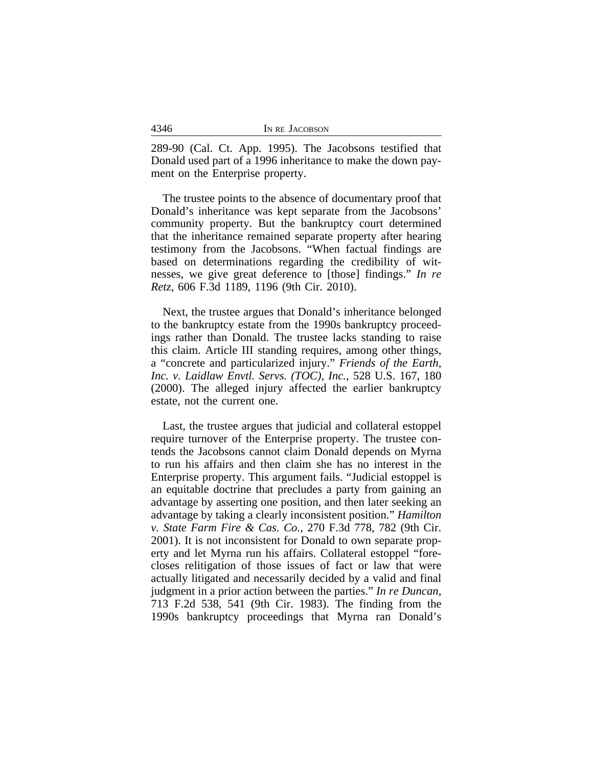289-90 (Cal. Ct. App. 1995). The Jacobsons testified that Donald used part of a 1996 inheritance to make the down payment on the Enterprise property.

The trustee points to the absence of documentary proof that Donald's inheritance was kept separate from the Jacobsons' community property. But the bankruptcy court determined that the inheritance remained separate property after hearing testimony from the Jacobsons. "When factual findings are based on determinations regarding the credibility of witnesses, we give great deference to [those] findings." *In re Retz*, 606 F.3d 1189, 1196 (9th Cir. 2010).

Next, the trustee argues that Donald's inheritance belonged to the bankruptcy estate from the 1990s bankruptcy proceedings rather than Donald. The trustee lacks standing to raise this claim. Article III standing requires, among other things, a "concrete and particularized injury." *Friends of the Earth, Inc. v. Laidlaw Envtl. Servs. (TOC), Inc.*, 528 U.S. 167, 180 (2000). The alleged injury affected the earlier bankruptcy estate, not the current one.

Last, the trustee argues that judicial and collateral estoppel require turnover of the Enterprise property. The trustee contends the Jacobsons cannot claim Donald depends on Myrna to run his affairs and then claim she has no interest in the Enterprise property. This argument fails. "Judicial estoppel is an equitable doctrine that precludes a party from gaining an advantage by asserting one position, and then later seeking an advantage by taking a clearly inconsistent position." *Hamilton v. State Farm Fire & Cas. Co.*, 270 F.3d 778, 782 (9th Cir. 2001). It is not inconsistent for Donald to own separate property and let Myrna run his affairs. Collateral estoppel "forecloses relitigation of those issues of fact or law that were actually litigated and necessarily decided by a valid and final judgment in a prior action between the parties." *In re Duncan*, 713 F.2d 538, 541 (9th Cir. 1983). The finding from the 1990s bankruptcy proceedings that Myrna ran Donald's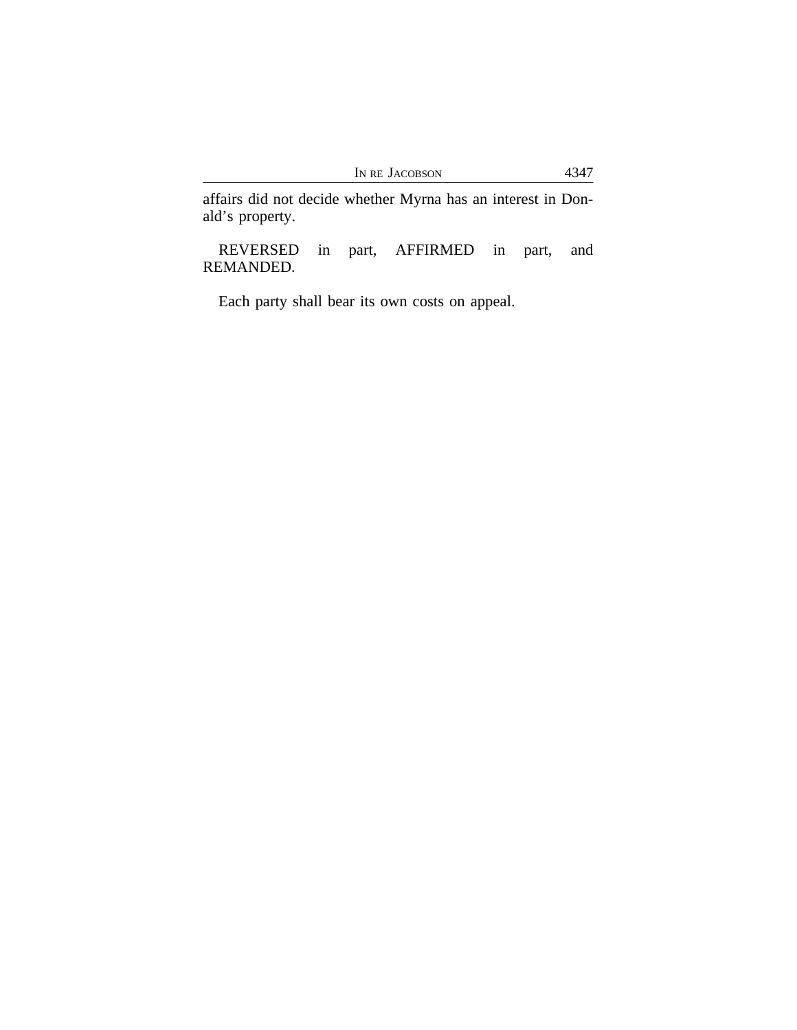affairs did not decide whether Myrna has an interest in Donald's property.

REVERSED in part, AFFIRMED in part, and REMANDED.

Each party shall bear its own costs on appeal.